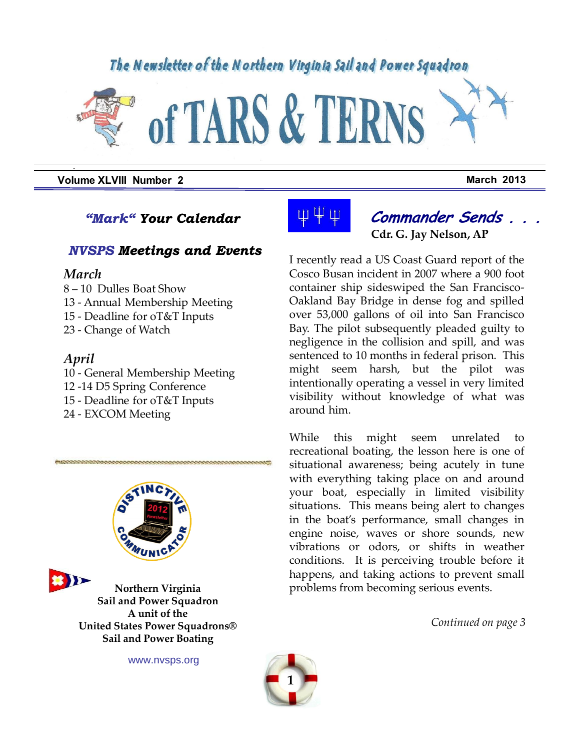The Newsletter of the Northern Virginia Sail and Power Squadron

# of TARS & TERNS

**Volume XLVIII Number 2** **March 2013**

## *"Mark"* Your Calendar

### *NVSPS* Meetings and Events

*March*

8 – 10 Dulles Boat Show
13 - Annual Membership Meeting
15 - Deadline for oT&T Inputs
23 - Change of Watch

*April*

10 - General Membership Meeting
12 -14 D5 Spring Conference
15 - Deadline for oT&T Inputs
24 - EXCOM Meeting

**Northern Virginia**
**Sail and Power Squadron**
**A unit of the**
**United States Power Squadrons®**
**Sail and Power Boating**

www.nvsps.org

## *Commander Sends . . .*

**Cdr. G. Jay Nelson, AP**

I recently read a US Coast Guard report of the Cosco Busan incident in 2007 where a 900 foot container ship sideswiped the San Francisco-Oakland Bay Bridge in dense fog and spilled over 53,000 gallons of oil into San Francisco Bay. The pilot subsequently pleaded guilty to negligence in the collision and spill, and was sentenced to 10 months in federal prison. This might seem harsh, but the pilot was intentionally operating a vessel in very limited visibility without knowledge of what was around him.

While this might seem unrelated to recreational boating, the lesson here is one of situational awareness; being acutely in tune with everything taking place on and around your boat, especially in limited visibility situations. This means being alert to changes in the boat's performance, small changes in engine noise, waves or shore sounds, new vibrations or odors, or shifts in weather conditions. It is perceiving trouble before it happens, and taking actions to prevent small problems from becoming serious events.

*Continued on page 3*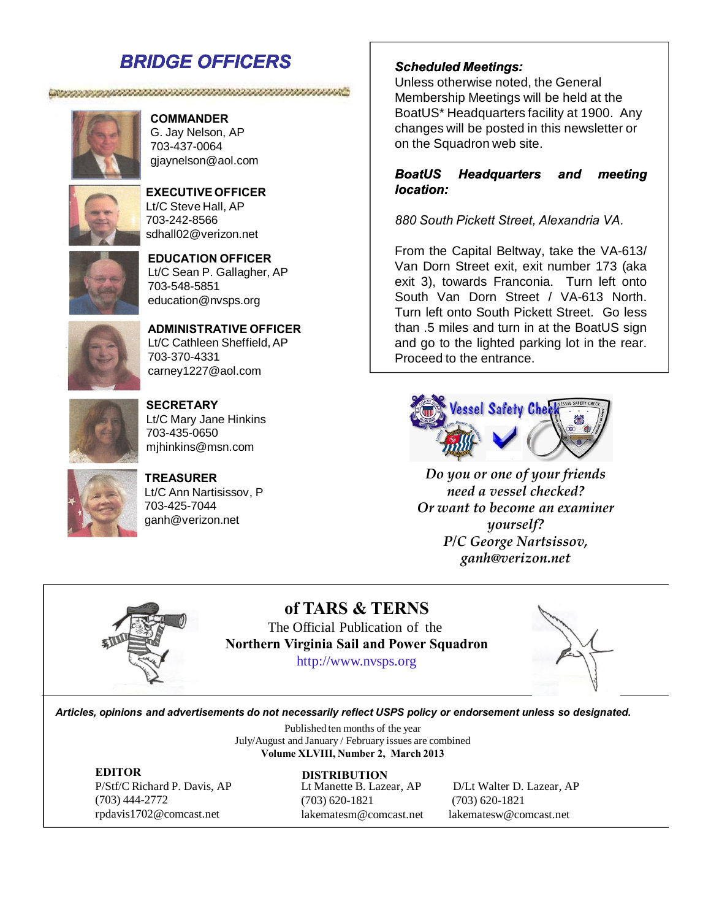# BRIDGE OFFICERS

**COMMANDER**
G. Jay Nelson, AP
703-437-0064
gjaynelson@aol.com

**EXECUTIVE OFFICER**
Lt/C Steve Hall, AP
703-242-8566
sdhall02@verizon.net

**EDUCATION OFFICER**
Lt/C Sean P. Gallagher, AP
703-548-5851
education@nvsps.org

**ADMINISTRATIVE OFFICER**
Lt/C Cathleen Sheffield, AP
703-370-4331
carney1227@aol.com

**SECRETARY**
Lt/C Mary Jane Hinkins
703-435-0650
mjhinkins@msn.com

**TREASURER**
Lt/C Ann Nartisissov, P
703-425-7044
ganh@verizon.net

***Scheduled Meetings:***
Unless otherwise noted, the General Membership Meetings will be held at the BoatUS* Headquarters facility at 1900. Any changes will be posted in this newsletter or on the Squadron web site.

***BoatUS Headquarters and meeting location:***

*880 South Pickett Street, Alexandria VA.*

From the Capital Beltway, take the VA-613/ Van Dorn Street exit, exit number 173 (aka exit 3), towards Franconia. Turn left onto South Van Dorn Street / VA-613 North. Turn left onto South Pickett Street. Go less than .5 miles and turn in at the BoatUS sign and go to the lighted parking lot in the rear. Proceed to the entrance.

*Do you or one of your friends need a vessel checked?*
*Or want to become an examiner yourself?*
*P/C George Nartsissov,*
*ganh@verizon.net*

## of TARS & TERNS

The Official Publication of the
**Northern Virginia Sail and Power Squadron**
http://www.nvsps.org

***Articles, opinions and advertisements do not necessarily reflect USPS policy or endorsement unless so designated.***

Published ten months of the year
July/August and January / February issues are combined
**Volume XLVIII, Number 2, March 2013**

**EDITOR**
P/Stf/C Richard P. Davis, AP
(703) 444-2772
rpdavis1702@comcast.net

**DISTRIBUTION**
Lt Manette B. Lazear, AP
(703) 620-1821
lakematesm@comcast.net

D/Lt Walter D. Lazear, AP
(703) 620-1821
lakematesw@comcast.net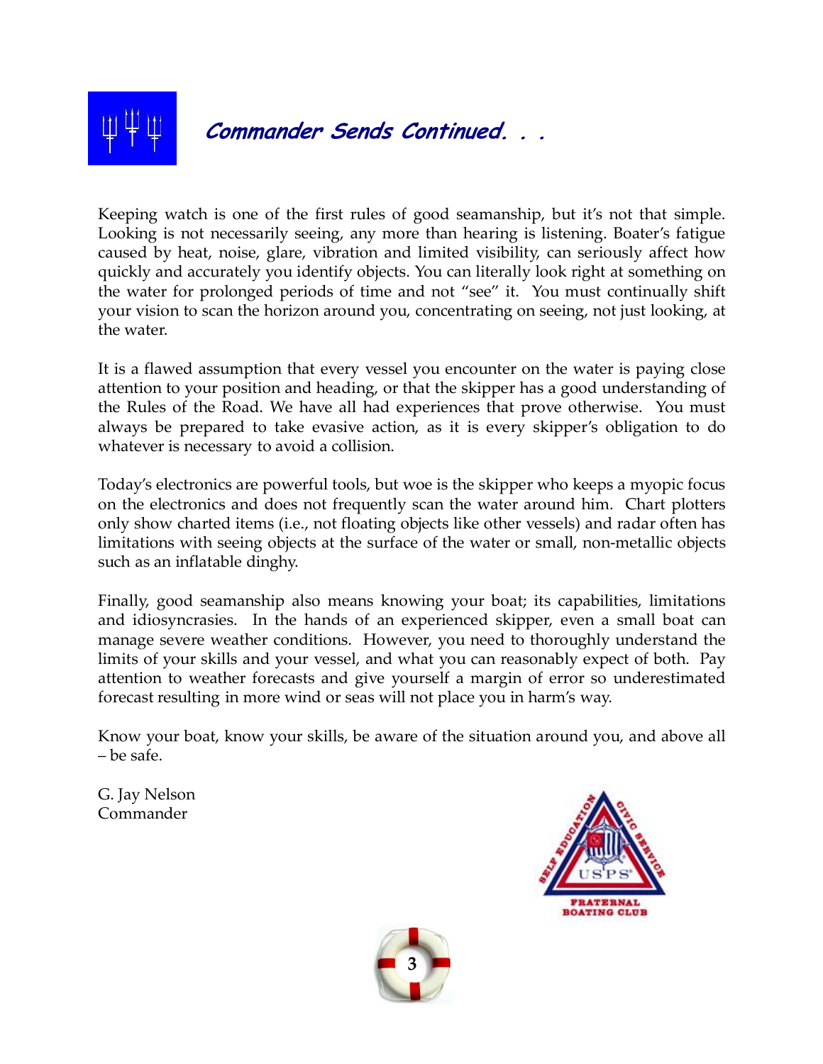## Commander Sends Continued. . .

Keeping watch is one of the first rules of good seamanship, but it's not that simple. Looking is not necessarily seeing, any more than hearing is listening. Boater's fatigue caused by heat, noise, glare, vibration and limited visibility, can seriously affect how quickly and accurately you identify objects. You can literally look right at something on the water for prolonged periods of time and not "see" it. You must continually shift your vision to scan the horizon around you, concentrating on seeing, not just looking, at the water.

It is a flawed assumption that every vessel you encounter on the water is paying close attention to your position and heading, or that the skipper has a good understanding of the Rules of the Road. We have all had experiences that prove otherwise. You must always be prepared to take evasive action, as it is every skipper's obligation to do whatever is necessary to avoid a collision.

Today's electronics are powerful tools, but woe is the skipper who keeps a myopic focus on the electronics and does not frequently scan the water around him. Chart plotters only show charted items (i.e., not floating objects like other vessels) and radar often has limitations with seeing objects at the surface of the water or small, non-metallic objects such as an inflatable dinghy.

Finally, good seamanship also means knowing your boat; its capabilities, limitations and idiosyncrasies. In the hands of an experienced skipper, even a small boat can manage severe weather conditions. However, you need to thoroughly understand the limits of your skills and your vessel, and what you can reasonably expect of both. Pay attention to weather forecasts and give yourself a margin of error so underestimated forecast resulting in more wind or seas will not place you in harm's way.

Know your boat, know your skills, be aware of the situation around you, and above all – be safe.

G. Jay Nelson
Commander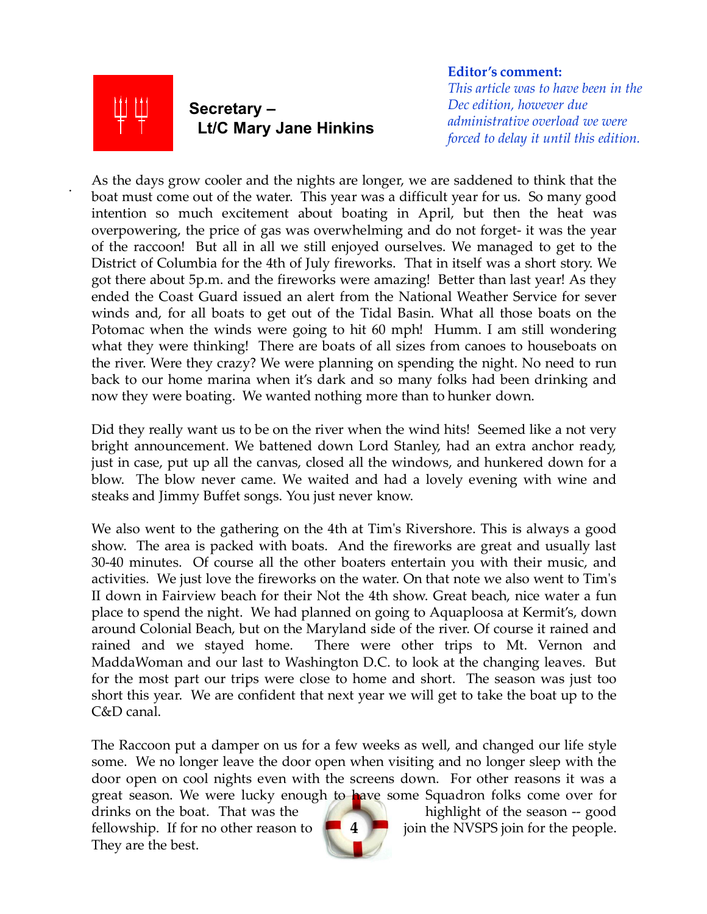**Editor's comment:**
*This article was to have been in the Dec edition, however due administrative overload we were forced to delay it until this edition.*

## Secretary – Lt/C Mary Jane Hinkins

As the days grow cooler and the nights are longer, we are saddened to think that the boat must come out of the water. This year was a difficult year for us. So many good intention so much excitement about boating in April, but then the heat was overpowering, the price of gas was overwhelming and do not forget- it was the year of the raccoon! But all in all we still enjoyed ourselves. We managed to get to the District of Columbia for the 4th of July fireworks. That in itself was a short story. We got there about 5p.m. and the fireworks were amazing! Better than last year! As they ended the Coast Guard issued an alert from the National Weather Service for sever winds and, for all boats to get out of the Tidal Basin. What all those boats on the Potomac when the winds were going to hit 60 mph! Humm. I am still wondering what they were thinking! There are boats of all sizes from canoes to houseboats on the river. Were they crazy? We were planning on spending the night. No need to run back to our home marina when it's dark and so many folks had been drinking and now they were boating. We wanted nothing more than to hunker down.

Did they really want us to be on the river when the wind hits! Seemed like a not very bright announcement. We battened down Lord Stanley, had an extra anchor ready, just in case, put up all the canvas, closed all the windows, and hunkered down for a blow. The blow never came. We waited and had a lovely evening with wine and steaks and Jimmy Buffet songs. You just never know.

We also went to the gathering on the 4th at Tim's Rivershore. This is always a good show. The area is packed with boats. And the fireworks are great and usually last 30-40 minutes. Of course all the other boaters entertain you with their music, and activities. We just love the fireworks on the water. On that note we also went to Tim's II down in Fairview beach for their Not the 4th show. Great beach, nice water a fun place to spend the night. We had planned on going to Aquaploosa at Kermit's, down around Colonial Beach, but on the Maryland side of the river. Of course it rained and rained and we stayed home. There were other trips to Mt. Vernon and MaddaWoman and our last to Washington D.C. to look at the changing leaves. But for the most part our trips were close to home and short. The season was just too short this year. We are confident that next year we will get to take the boat up to the C&D canal.

The Raccoon put a damper on us for a few weeks as well, and changed our life style some. We no longer leave the door open when visiting and no longer sleep with the door open on cool nights even with the screens down. For other reasons it was a great season. We were lucky enough to have some Squadron folks come over for drinks on the boat. That was the highlight of the season -- good fellowship. If for no other reason to join the NVSPS join for the people. They are the best.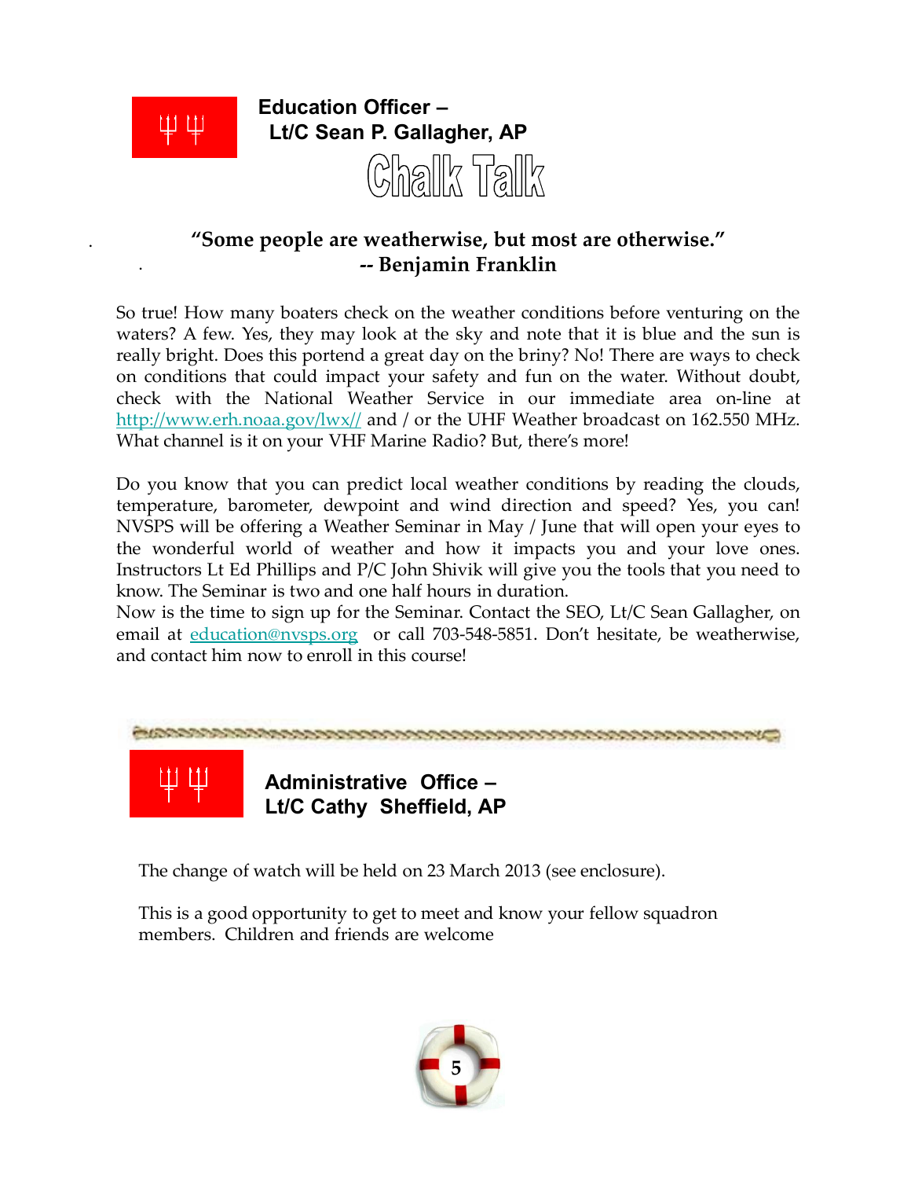## Education Officer – Lt/C Sean P. Gallagher, AP

# Chalk Talk

**"Some people are weatherwise, but most are otherwise."**
**-- Benjamin Franklin**

So true! How many boaters check on the weather conditions before venturing on the waters? A few. Yes, they may look at the sky and note that it is blue and the sun is really bright. Does this portend a great day on the briny? No! There are ways to check on conditions that could impact your safety and fun on the water. Without doubt, check with the National Weather Service in our immediate area on-line at http://www.erh.noaa.gov/lwx// and / or the UHF Weather broadcast on 162.550 MHz. What channel is it on your VHF Marine Radio? But, there's more!

Do you know that you can predict local weather conditions by reading the clouds, temperature, barometer, dewpoint and wind direction and speed? Yes, you can! NVSPS will be offering a Weather Seminar in May / June that will open your eyes to the wonderful world of weather and how it impacts you and your love ones. Instructors Lt Ed Phillips and P/C John Shivik will give you the tools that you need to know. The Seminar is two and one half hours in duration.
Now is the time to sign up for the Seminar. Contact the SEO, Lt/C Sean Gallagher, on email at education@nvsps.org or call 703-548-5851. Don't hesitate, be weatherwise, and contact him now to enroll in this course!

## Administrative Office – Lt/C Cathy Sheffield, AP

The change of watch will be held on 23 March 2013 (see enclosure).

This is a good opportunity to get to meet and know your fellow squadron members. Children and friends are welcome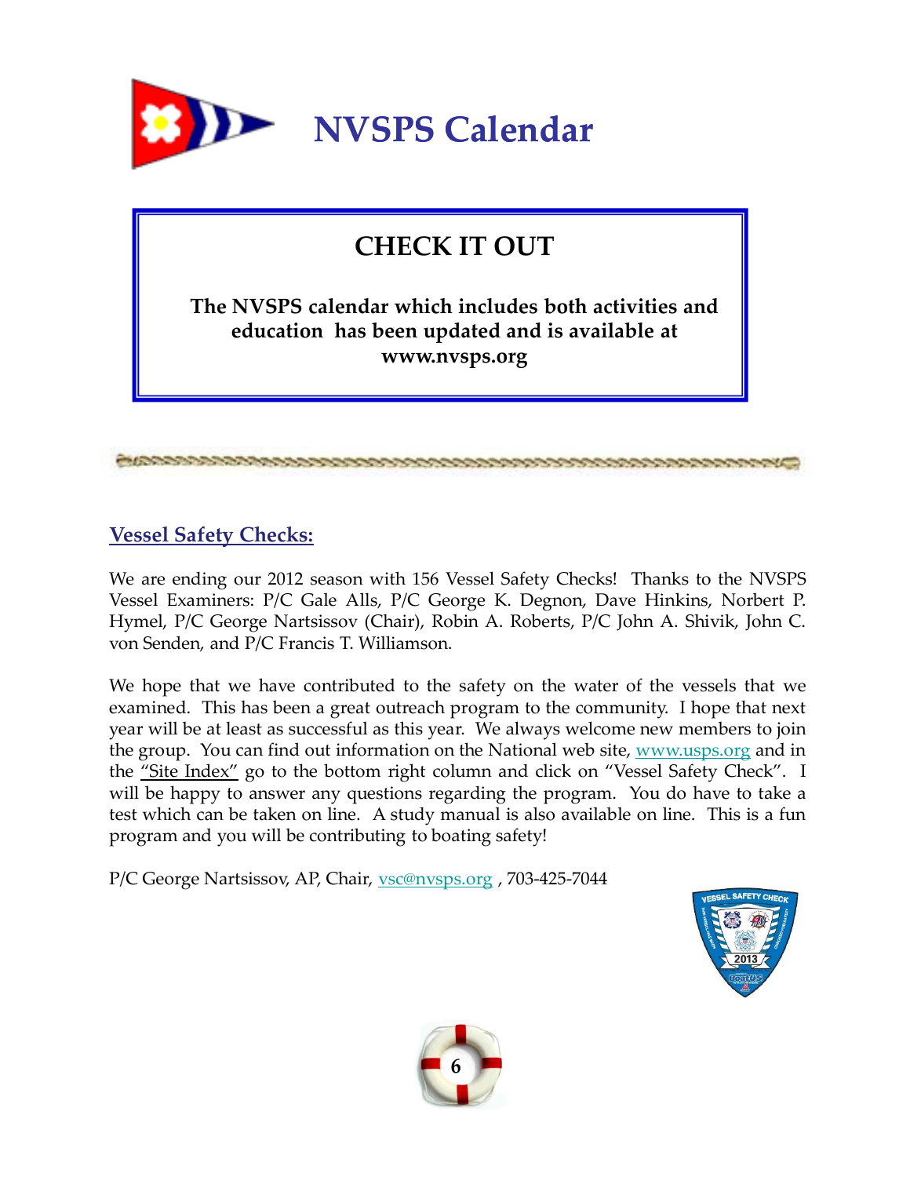# NVSPS Calendar

## CHECK IT OUT

**The NVSPS calendar which includes both activities and education has been updated and is available at www.nvsps.org**

## Vessel Safety Checks:

We are ending our 2012 season with 156 Vessel Safety Checks! Thanks to the NVSPS Vessel Examiners: P/C Gale Alls, P/C George K. Degnon, Dave Hinkins, Norbert P. Hymel, P/C George Nartsissov (Chair), Robin A. Roberts, P/C John A. Shivik, John C. von Senden, and P/C Francis T. Williamson.

We hope that we have contributed to the safety on the water of the vessels that we examined. This has been a great outreach program to the community. I hope that next year will be at least as successful as this year. We always welcome new members to join the group. You can find out information on the National web site, www.usps.org and in the "Site Index" go to the bottom right column and click on "Vessel Safety Check". I will be happy to answer any questions regarding the program. You do have to take a test which can be taken on line. A study manual is also available on line. This is a fun program and you will be contributing to boating safety!

P/C George Nartsissov, AP, Chair, vsc@nvsps.org , 703-425-7044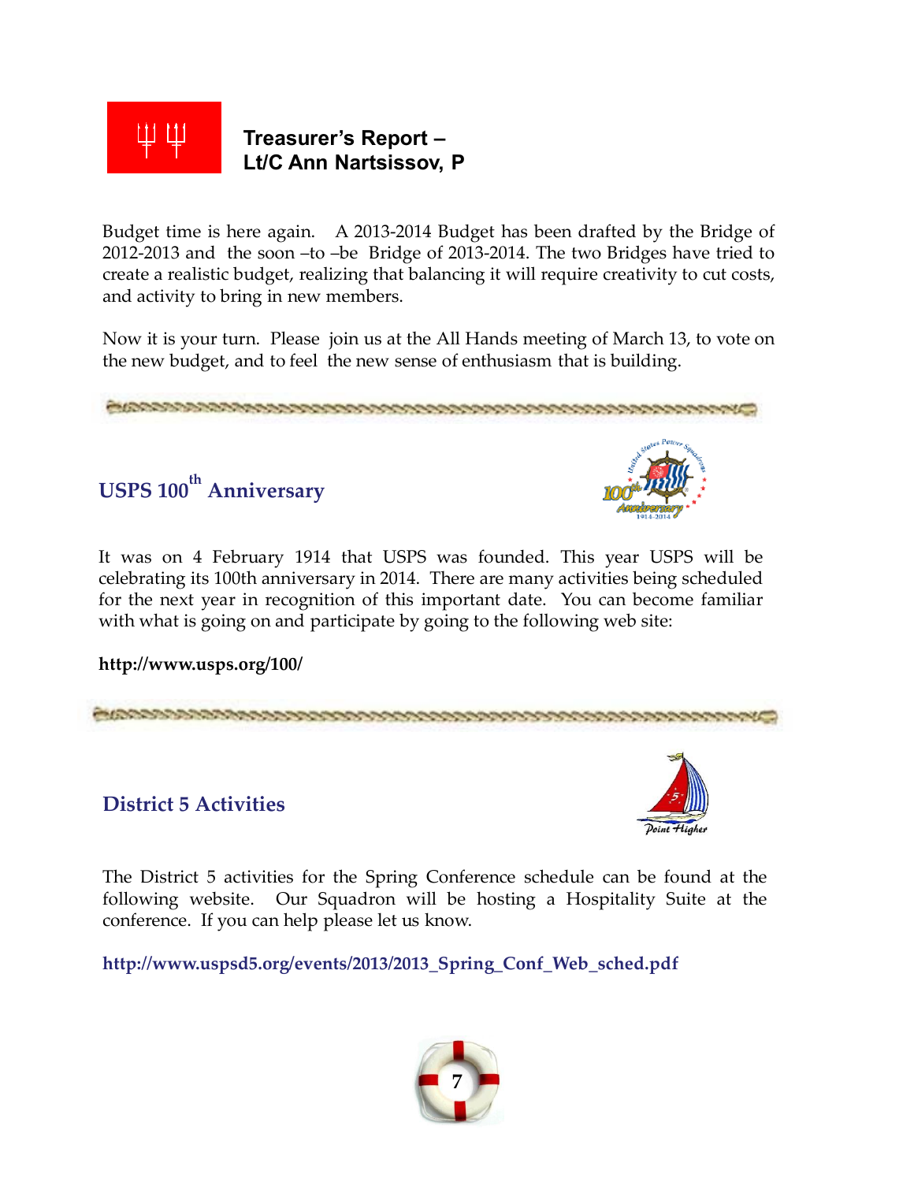## Treasurer's Report – Lt/C Ann Nartsissov, P

Budget time is here again. A 2013-2014 Budget has been drafted by the Bridge of 2012-2013 and the soon –to –be Bridge of 2013-2014. The two Bridges have tried to create a realistic budget, realizing that balancing it will require creativity to cut costs, and activity to bring in new members.

Now it is your turn. Please join us at the All Hands meeting of March 13, to vote on the new budget, and to feel the new sense of enthusiasm that is building.

## USPS 100th Anniversary

It was on 4 February 1914 that USPS was founded. This year USPS will be celebrating its 100th anniversary in 2014. There are many activities being scheduled for the next year in recognition of this important date. You can become familiar with what is going on and participate by going to the following web site:

**http://www.usps.org/100/**

## District 5 Activities

The District 5 activities for the Spring Conference schedule can be found at the following website. Our Squadron will be hosting a Hospitality Suite at the conference. If you can help please let us know.

**http://www.uspsd5.org/events/2013/2013_Spring_Conf_Web_sched.pdf**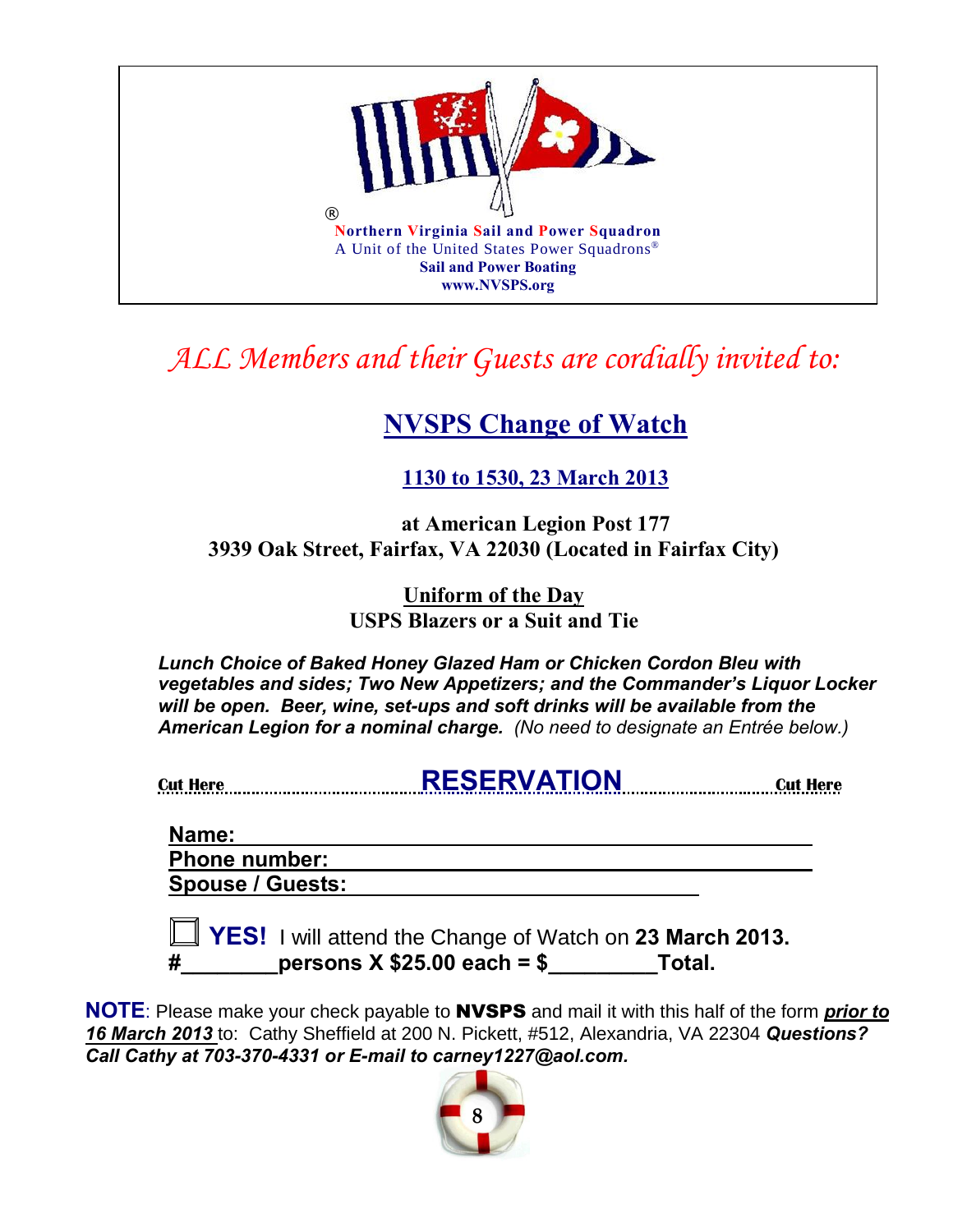®
**Northern Virginia Sail and Power Squadron**
A Unit of the United States Power Squadrons®
**Sail and Power Boating**
**www.NVSPS.org**

*ALL Members and their Guests are cordially invited to:*

# NVSPS Change of Watch

## 1130 to 1530, 23 March 2013

**at American Legion Post 177**
**3939 Oak Street, Fairfax, VA 22030 (Located in Fairfax City)**

**Uniform of the Day**
**USPS Blazers or a Suit and Tie**

***Lunch Choice of Baked Honey Glazed Ham or Chicken Cordon Bleu with vegetables and sides; Two New Appetizers; and the Commander's Liquor Locker will be open. Beer, wine, set-ups and soft drinks will be available from the American Legion for a nominal charge.*** *(No need to designate an Entrée below.)*

**Cut Here** ........................................ **RESERVATION** ........................................ **Cut Here**

**Name:** ______________________________________________

**Phone number:** ______________________________________

**Spouse / Guests:** ______________________________

☐ **YES!** I will attend the Change of Watch on **23 March 2013.**
**#________persons X $25.00 each = $_________Total.**

**NOTE**: Please make your check payable to **NVSPS** and mail it with this half of the form ***prior to 16 March 2013*** to: Cathy Sheffield at 200 N. Pickett, #512, Alexandria, VA 22304 ***Questions? Call Cathy at 703-370-4331 or E-mail to carney1227@aol.com.***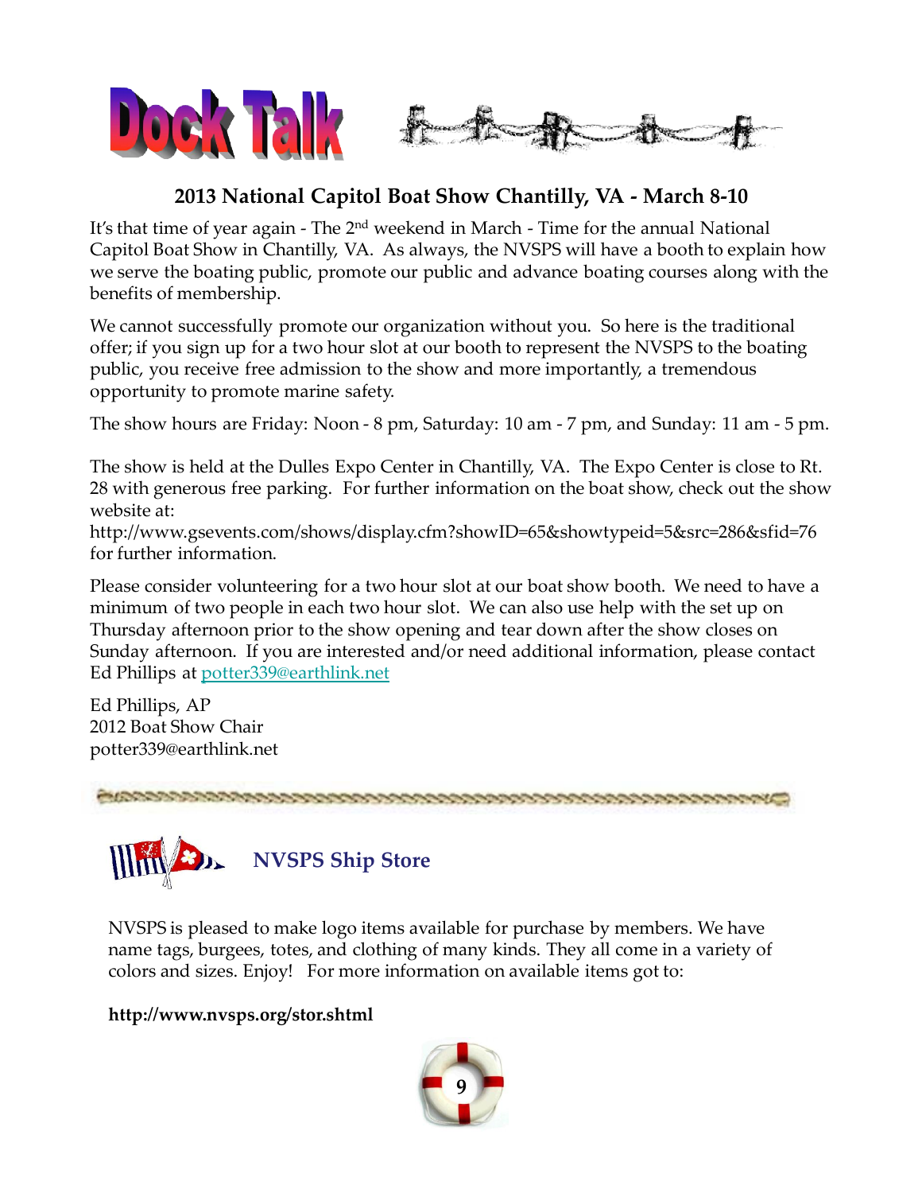# Dock Talk

## 2013 National Capitol Boat Show Chantilly, VA - March 8-10

It's that time of year again - The 2nd weekend in March - Time for the annual National Capitol Boat Show in Chantilly, VA. As always, the NVSPS will have a booth to explain how we serve the boating public, promote our public and advance boating courses along with the benefits of membership.

We cannot successfully promote our organization without you. So here is the traditional offer; if you sign up for a two hour slot at our booth to represent the NVSPS to the boating public, you receive free admission to the show and more importantly, a tremendous opportunity to promote marine safety.

The show hours are Friday: Noon - 8 pm, Saturday: 10 am - 7 pm, and Sunday: 11 am - 5 pm.

The show is held at the Dulles Expo Center in Chantilly, VA. The Expo Center is close to Rt. 28 with generous free parking. For further information on the boat show, check out the show website at:
http://www.gsevents.com/shows/display.cfm?showID=65&showtypeid=5&src=286&sfid=76 for further information.

Please consider volunteering for a two hour slot at our boat show booth. We need to have a minimum of two people in each two hour slot. We can also use help with the set up on Thursday afternoon prior to the show opening and tear down after the show closes on Sunday afternoon. If you are interested and/or need additional information, please contact Ed Phillips at potter339@earthlink.net

Ed Phillips, AP
2012 Boat Show Chair
potter339@earthlink.net

## NVSPS Ship Store

NVSPS is pleased to make logo items available for purchase by members. We have name tags, burgees, totes, and clothing of many kinds. They all come in a variety of colors and sizes. Enjoy! For more information on available items got to:

**http://www.nvsps.org/stor.shtml**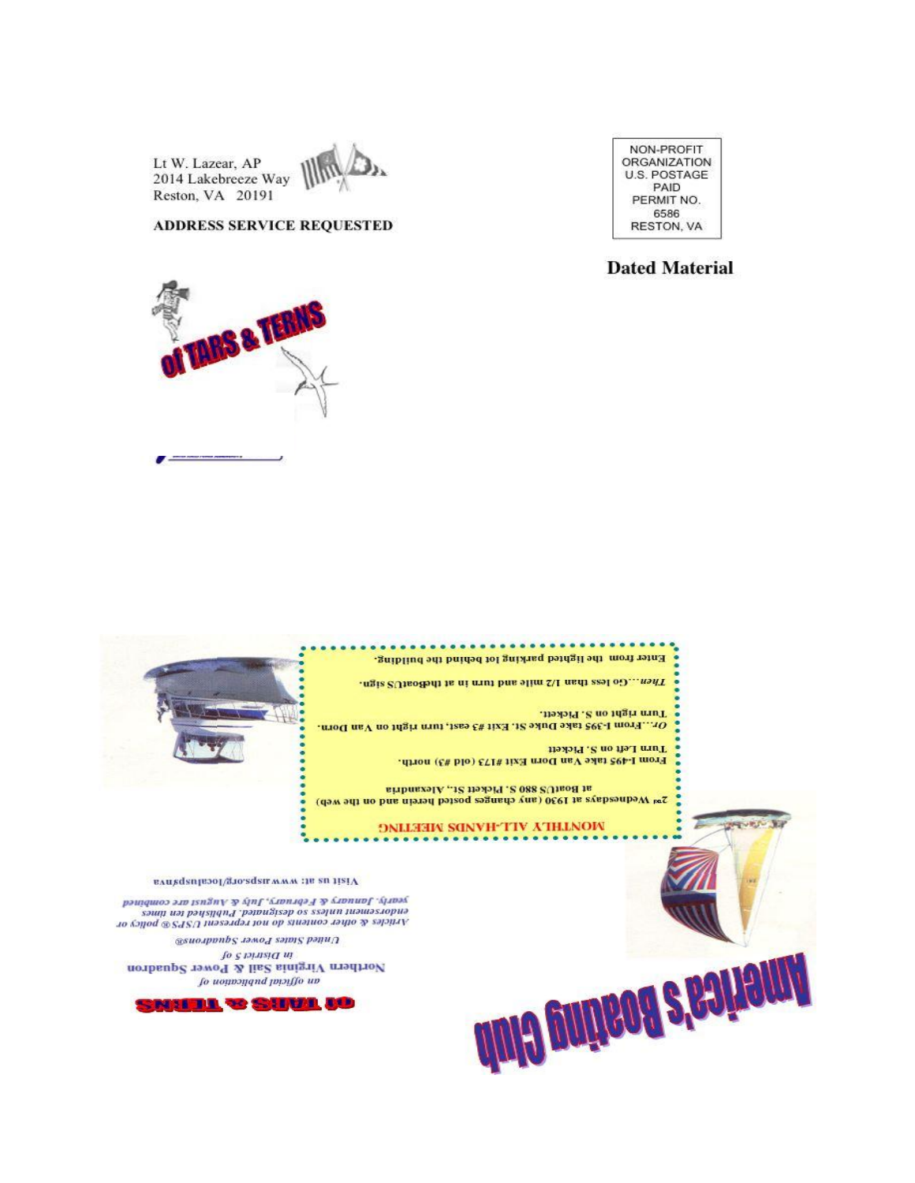Lt W. Lazear, AP
2014 Lakebreeze Way
Reston, VA 20191

**ADDRESS SERVICE REQUESTED**

NON-PROFIT
ORGANIZATION
U.S. POSTAGE
PAID
PERMIT NO.
6586
RESTON, VA

**Dated Material**

of TARS & TERNS

**MONTHLY ALL-HANDS MEETING**

2nd Wednesdays at 1930 (any changes posted herein and on the web)
at BoatUS 880 S. Pickett St., Alexandria

From I-495 take Van Dorn Exit #173 (old #3) north.
Turn Left on S. Pickett

*Or*...From I-395 take Duke St. Exit #3 east, turn right on Van Dorn.
Turn right on S. Pickett.

*Then*...Go less than 1/2 mile and turn in at theBoatUS sign.

Enter from the lighted parking lot behind the building.

of TARS & TERNS

*an official publication of*
Northern Virginia Sail & Power Squadron
*in District 5 of*
*United States Power Squadrons®*
*Articles & other contents do not represent USPS® policy or endorsement unless so designated. Published ten times yearly. January & February, July & August are combined*

Visit us at: www.usps.org/localusps/nva

America's Boating Club